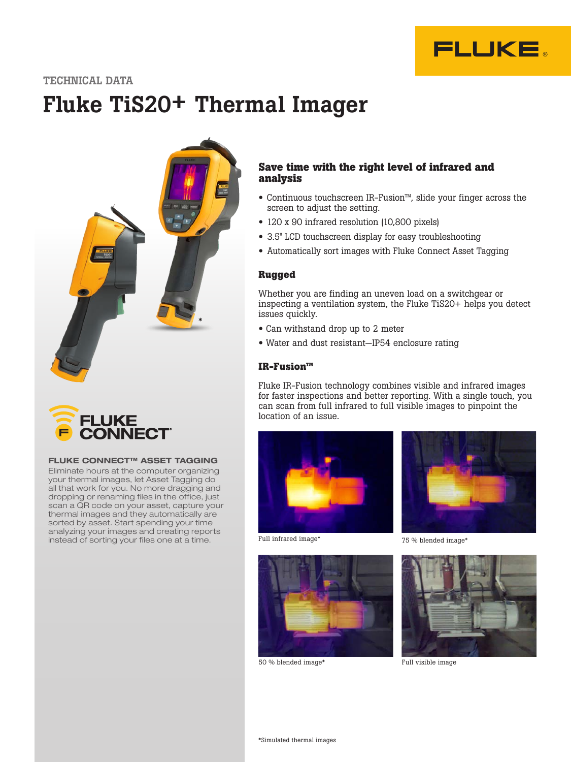TECHNICAL DATA

# Fluke TiS20+ Thermal Imager

## Save time with the right level of infrared and analysis

- Continuous touchscreen IR-Fusion™, slide your finger across the screen to adjust the setting.
- 120 x 90 infrared resolution (10,800 pixels)
- 3.5" LCD touchscreen display for easy troubleshooting
- Automatically sort images with Fluke Connect Asset Tagging

### Rugged

Whether you are finding an uneven load on a switchgear or inspecting a ventilation system, the Fluke TiS20+ helps you detect issues quickly.

- Can withstand drop up to 2 meter
- Water and dust resistant—IP54 enclosure rating

### IR-Fusion™

Fluke IR-Fusion technology combines visible and infrared images for faster inspections and better reporting. With a single touch, you can scan from full infrared to full visible images to pinpoint the location of an issue.

Full infrared image*

75 % blended image*

50 % blended image*

Full visible image

*Simulated thermal images

### FLUKE CONNECT™ ASSET TAGGING

Eliminate hours at the computer organizing your thermal images, let Asset Tagging do all that work for you. No more dragging and dropping or renaming files in the office, just scan a QR code on your asset, capture your thermal images and they automatically are sorted by asset. Start spending your time analyzing your images and creating reports instead of sorting your files one at a time.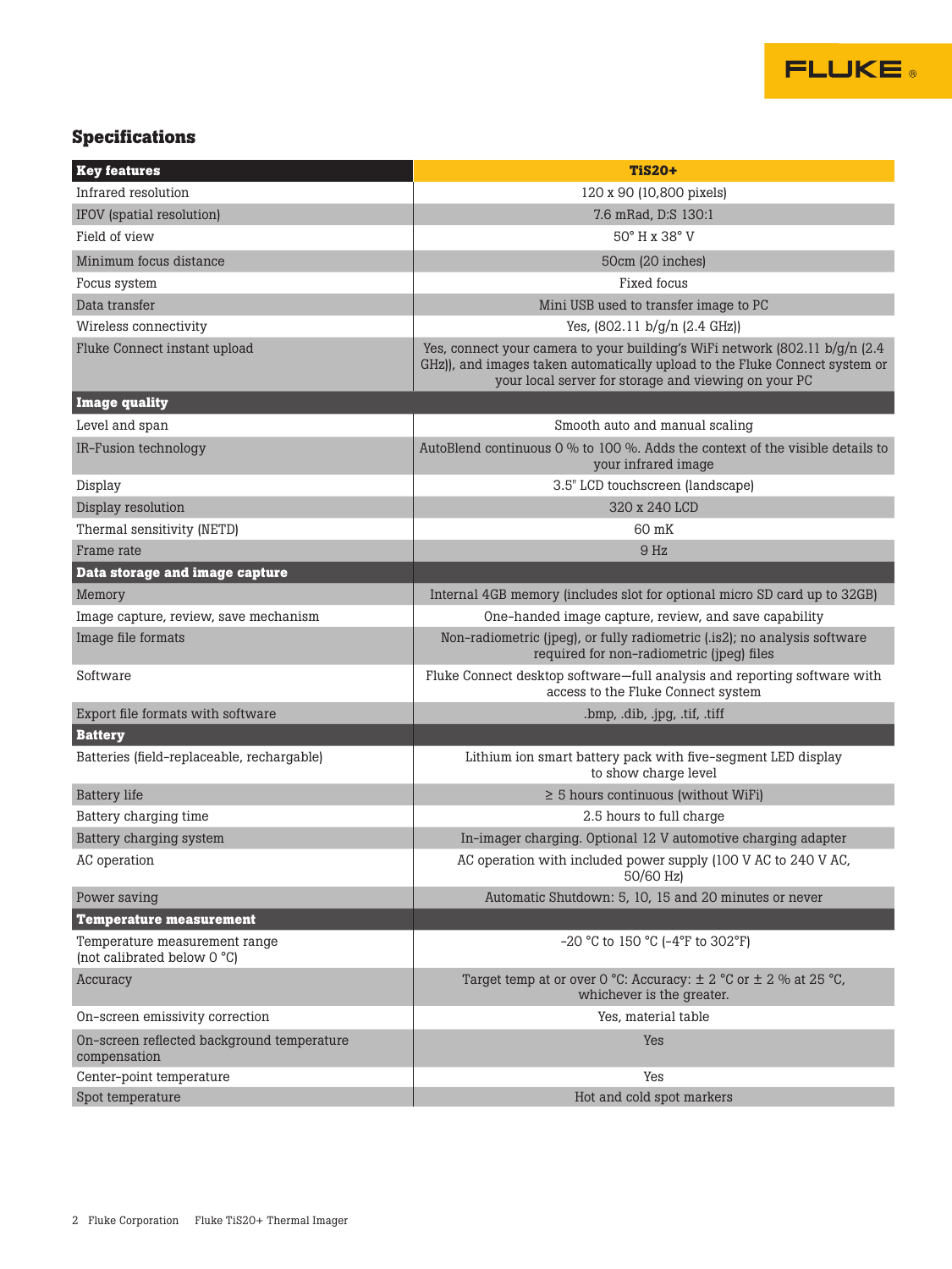## Specifications

| Key features | TiS20+ |
|---|---|
| Infrared resolution | 120 x 90 (10,800 pixels) |
| IFOV (spatial resolution) | 7.6 mRad, D:S 130:1 |
| Field of view | 50° H x 38° V |
| Minimum focus distance | 50cm (20 inches) |
| Focus system | Fixed focus |
| Data transfer | Mini USB used to transfer image to PC |
| Wireless connectivity | Yes, (802.11 b/g/n (2.4 GHz)) |
| Fluke Connect instant upload | Yes, connect your camera to your building's WiFi network (802.11 b/g/n (2.4 GHz)), and images taken automatically upload to the Fluke Connect system or your local server for storage and viewing on your PC |
| **Image quality** | |
| Level and span | Smooth auto and manual scaling |
| IR-Fusion technology | AutoBlend continuous 0 % to 100 %. Adds the context of the visible details to your infrared image |
| Display | 3.5" LCD touchscreen (landscape) |
| Display resolution | 320 x 240 LCD |
| Thermal sensitivity (NETD) | 60 mK |
| Frame rate | 9 Hz |
| **Data storage and image capture** | |
| Memory | Internal 4GB memory (includes slot for optional micro SD card up to 32GB) |
| Image capture, review, save mechanism | One-handed image capture, review, and save capability |
| Image file formats | Non-radiometric (jpeg), or fully radiometric (.is2); no analysis software required for non-radiometric (jpeg) files |
| Software | Fluke Connect desktop software—full analysis and reporting software with access to the Fluke Connect system |
| Export file formats with software | .bmp, .dib, .jpg, .tif, .tiff |
| **Battery** | |
| Batteries (field-replaceable, rechargable) | Lithium ion smart battery pack with five-segment LED display to show charge level |
| Battery life | ≥ 5 hours continuous (without WiFi) |
| Battery charging time | 2.5 hours to full charge |
| Battery charging system | In-imager charging. Optional 12 V automotive charging adapter |
| AC operation | AC operation with included power supply (100 V AC to 240 V AC, 50/60 Hz) |
| Power saving | Automatic Shutdown: 5, 10, 15 and 20 minutes or never |
| **Temperature measurement** | |
| Temperature measurement range (not calibrated below 0 °C) | -20 °C to 150 °C (-4°F to 302°F) |
| Accuracy | Target temp at or over 0 °C: Accuracy: ± 2 °C or ± 2 % at 25 °C, whichever is the greater. |
| On-screen emissivity correction | Yes, material table |
| On-screen reflected background temperature compensation | Yes |
| Center-point temperature | Yes |
| Spot temperature | Hot and cold spot markers |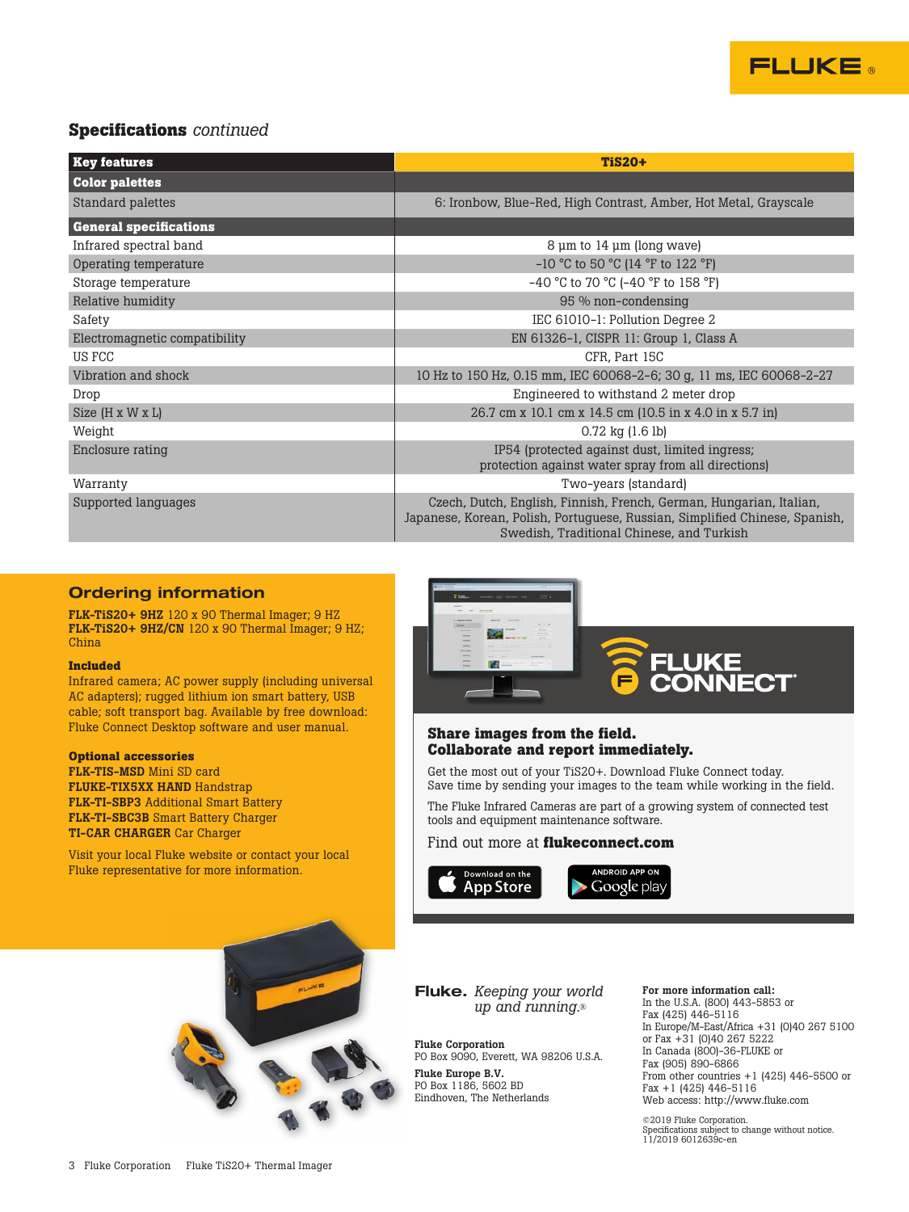## Specifications *continued*

| Key features | TiS20+ |
|---|---|
| **Color palettes** | |
| Standard palettes | 6: Ironbow, Blue-Red, High Contrast, Amber, Hot Metal, Grayscale |
| **General specifications** | |
| Infrared spectral band | 8 µm to 14 µm (long wave) |
| Operating temperature | -10 °C to 50 °C (14 °F to 122 °F) |
| Storage temperature | -40 °C to 70 °C (-40 °F to 158 °F) |
| Relative humidity | 95 % non-condensing |
| Safety | IEC 61010-1: Pollution Degree 2 |
| Electromagnetic compatibility | EN 61326-1, CISPR 11: Group 1, Class A |
| US FCC | CFR, Part 15C |
| Vibration and shock | 10 Hz to 150 Hz, 0.15 mm, IEC 60068-2-6; 30 g, 11 ms, IEC 60068-2-27 |
| Drop | Engineered to withstand 2 meter drop |
| Size (H x W x L) | 26.7 cm x 10.1 cm x 14.5 cm (10.5 in x 4.0 in x 5.7 in) |
| Weight | 0.72 kg (1.6 lb) |
| Enclosure rating | IP54 (protected against dust, limited ingress; protection against water spray from all directions) |
| Warranty | Two-years (standard) |
| Supported languages | Czech, Dutch, English, Finnish, French, German, Hungarian, Italian, Japanese, Korean, Polish, Portuguese, Russian, Simplified Chinese, Spanish, Swedish, Traditional Chinese, and Turkish |

## Ordering information

**FLK-TiS20+ 9HZ** 120 x 90 Thermal Imager; 9 HZ
**FLK-TiS20+ 9HZ/CN** 120 x 90 Thermal Imager; 9 HZ; China

**Included**

Infrared camera; AC power supply (including universal AC adapters); rugged lithium ion smart battery, USB cable; soft transport bag. Available by free download: Fluke Connect Desktop software and user manual.

**Optional accessories**

**FLK-TIS-MSD** Mini SD card
**FLUKE-TIX5XX HAND** Handstrap
**FLK-TI-SBP3** Additional Smart Battery
**FLK-TI-SBC3B** Smart Battery Charger
**TI-CAR CHARGER** Car Charger

Visit your local Fluke website or contact your local Fluke representative for more information.

FLUKE CONNECT®

**Share images from the field.**
**Collaborate and report immediately.**

Get the most out of your TiS20+. Download Fluke Connect today. Save time by sending your images to the team while working in the field.

The Fluke Infrared Cameras are part of a growing system of connected test tools and equipment maintenance software.

Find out more at **flukeconnect.com**

Download on the App Store | ANDROID APP ON Google play

**Fluke.** *Keeping your world up and running.®*

**Fluke Corporation**
PO Box 9090, Everett, WA 98206 U.S.A.

**Fluke Europe B.V.**
PO Box 1186, 5602 BD
Eindhoven, The Netherlands

**For more information call:**
In the U.S.A. (800) 443-5853 or
Fax (425) 446-5116
In Europe/M-East/Africa +31 (0)40 267 5100
or Fax +31 (0)40 267 5222
In Canada (800)-36-FLUKE or
Fax (905) 890-6866
From other countries +1 (425) 446-5500 or
Fax +1 (425) 446-5116
Web access: http://www.fluke.com

©2019 Fluke Corporation.
Specifications subject to change without notice.
11/2019 6012639c-en